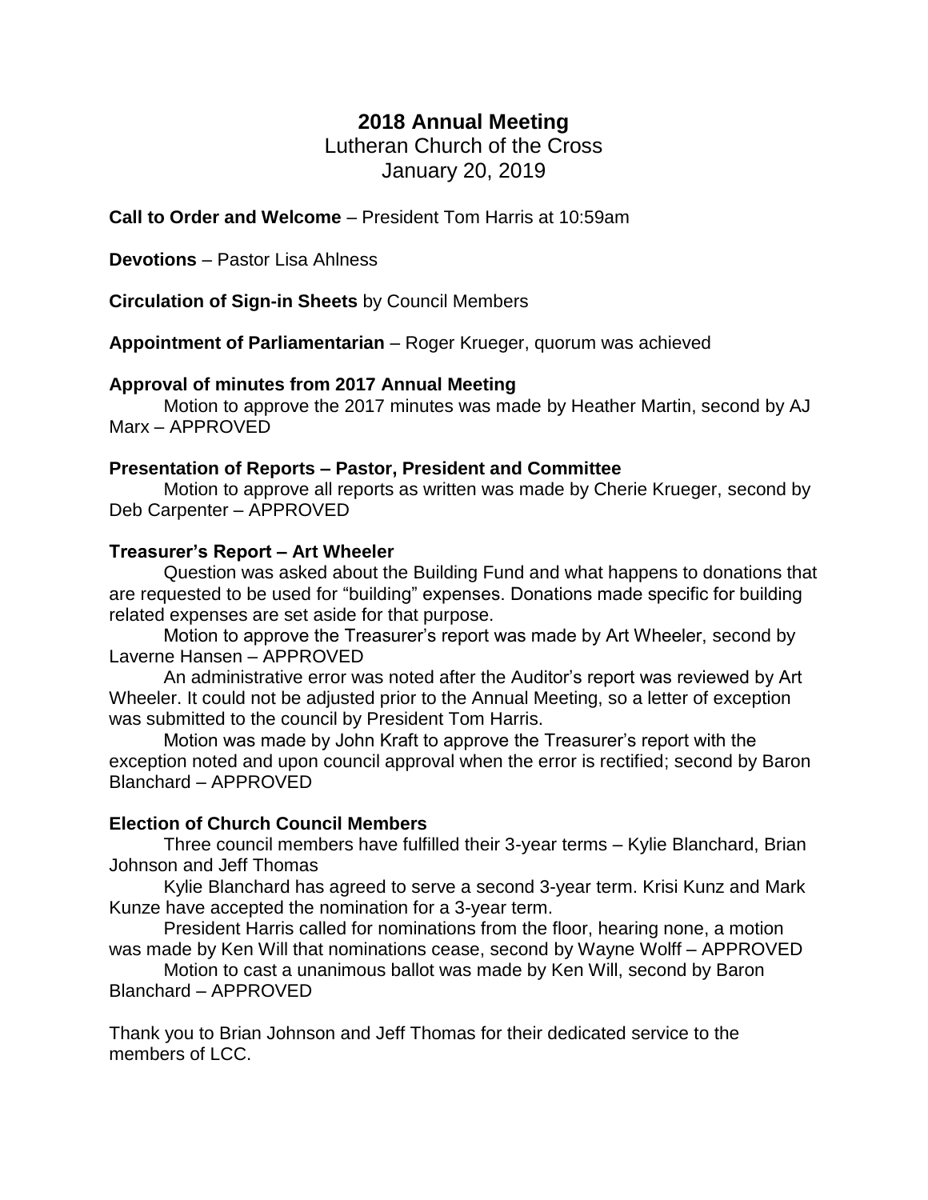# 2018 Annual Meeting

Lutheran Church of the Cross
January 20, 2019

**Call to Order and Welcome** – President Tom Harris at 10:59am

**Devotions** – Pastor Lisa Ahlness

**Circulation of Sign-in Sheets** by Council Members

**Appointment of Parliamentarian** – Roger Krueger, quorum was achieved

**Approval of minutes from 2017 Annual Meeting**

Motion to approve the 2017 minutes was made by Heather Martin, second by AJ Marx – APPROVED

**Presentation of Reports – Pastor, President and Committee**

Motion to approve all reports as written was made by Cherie Krueger, second by Deb Carpenter – APPROVED

**Treasurer's Report – Art Wheeler**

Question was asked about the Building Fund and what happens to donations that are requested to be used for "building" expenses. Donations made specific for building related expenses are set aside for that purpose.

Motion to approve the Treasurer's report was made by Art Wheeler, second by Laverne Hansen – APPROVED

An administrative error was noted after the Auditor's report was reviewed by Art Wheeler. It could not be adjusted prior to the Annual Meeting, so a letter of exception was submitted to the council by President Tom Harris.

Motion was made by John Kraft to approve the Treasurer's report with the exception noted and upon council approval when the error is rectified; second by Baron Blanchard – APPROVED

**Election of Church Council Members**

Three council members have fulfilled their 3-year terms – Kylie Blanchard, Brian Johnson and Jeff Thomas

Kylie Blanchard has agreed to serve a second 3-year term. Krisi Kunz and Mark Kunze have accepted the nomination for a 3-year term.

President Harris called for nominations from the floor, hearing none, a motion was made by Ken Will that nominations cease, second by Wayne Wolff – APPROVED

Motion to cast a unanimous ballot was made by Ken Will, second by Baron Blanchard – APPROVED

Thank you to Brian Johnson and Jeff Thomas for their dedicated service to the members of LCC.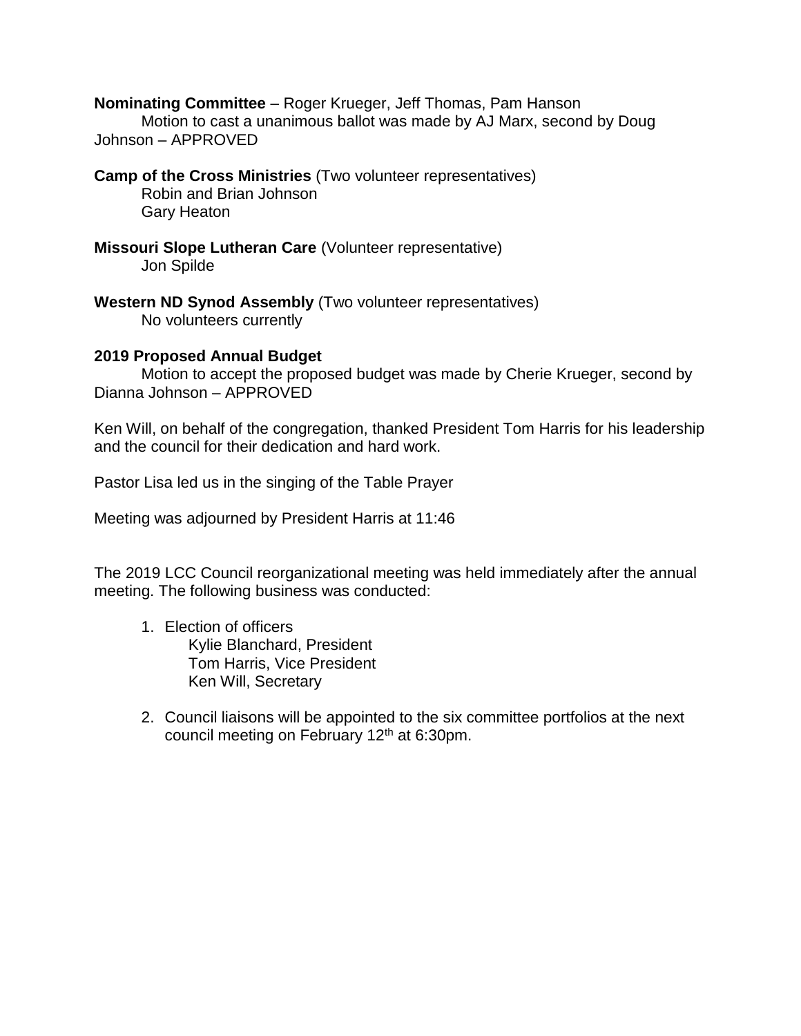**Nominating Committee** – Roger Krueger, Jeff Thomas, Pam Hanson

Motion to cast a unanimous ballot was made by AJ Marx, second by Doug Johnson – APPROVED

**Camp of the Cross Ministries** (Two volunteer representatives)

Robin and Brian Johnson
Gary Heaton

**Missouri Slope Lutheran Care** (Volunteer representative)

Jon Spilde

**Western ND Synod Assembly** (Two volunteer representatives)

No volunteers currently

**2019 Proposed Annual Budget**

Motion to accept the proposed budget was made by Cherie Krueger, second by Dianna Johnson – APPROVED

Ken Will, on behalf of the congregation, thanked President Tom Harris for his leadership and the council for their dedication and hard work.

Pastor Lisa led us in the singing of the Table Prayer

Meeting was adjourned by President Harris at 11:46

The 2019 LCC Council reorganizational meeting was held immediately after the annual meeting. The following business was conducted:

1. Election of officers
   Kylie Blanchard, President
   Tom Harris, Vice President
   Ken Will, Secretary

2. Council liaisons will be appointed to the six committee portfolios at the next council meeting on February 12th at 6:30pm.